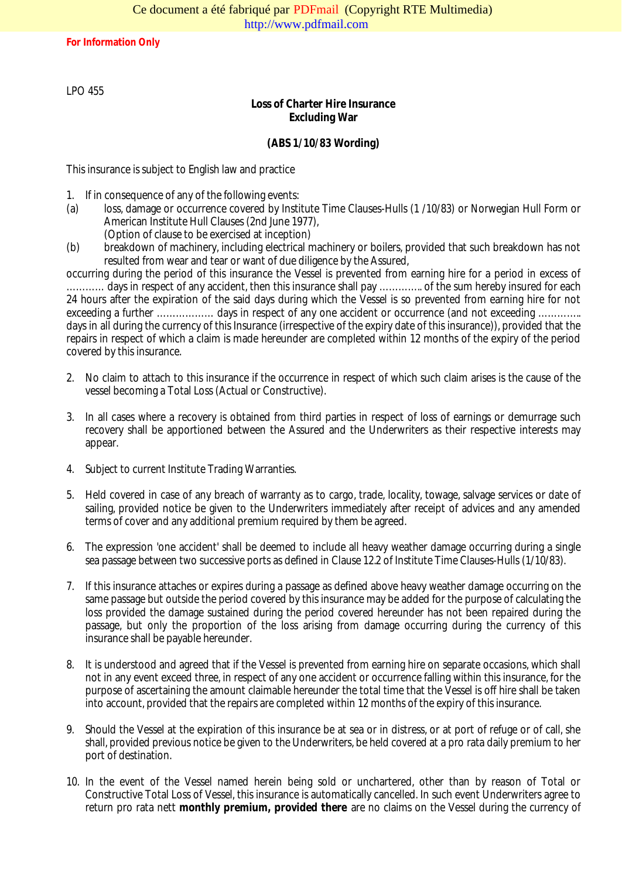**For Information Only**

LPO 455

**Loss of Charter Hire Insurance**
**Excluding War**

**(ABS 1/10/83 Wording)**

This insurance is subject to English law and practice

1. If in consequence of any of the following events:

(a) loss, damage or occurrence covered by Institute Time Clauses-Hulls (1 /10/83) or Norwegian Hull Form or American Institute Hull Clauses (2nd June 1977),
(Option of clause to be exercised at inception)

(b) breakdown of machinery, including electrical machinery or boilers, provided that such breakdown has not resulted from wear and tear or want of due diligence by the Assured,

occurring during the period of this insurance the Vessel is prevented from earning hire for a period in excess of ……….. days in respect of any accident, then this insurance shall pay ………….. of the sum hereby insured for each 24 hours after the expiration of the said days during which the Vessel is so prevented from earning hire for not exceeding a further ……………… days in respect of any one accident or occurrence (and not exceeding …………. days in all during the currency of this Insurance (irrespective of the expiry date of this insurance)), provided that the repairs in respect of which a claim is made hereunder are completed within 12 months of the expiry of the period covered by this insurance.

2. No claim to attach to this insurance if the occurrence in respect of which such claim arises is the cause of the vessel becoming a Total Loss (Actual or Constructive).

3. In all cases where a recovery is obtained from third parties in respect of loss of earnings or demurrage such recovery shall be apportioned between the Assured and the Underwriters as their respective interests may appear.

4. Subject to current Institute Trading Warranties.

5. Held covered in case of any breach of warranty as to cargo, trade, locality, towage, salvage services or date of sailing, provided notice be given to the Underwriters immediately after receipt of advices and any amended terms of cover and any additional premium required by them be agreed.

6. The expression 'one accident' shall be deemed to include all heavy weather damage occurring during a single sea passage between two successive ports as defined in Clause 12.2 of Institute Time Clauses-Hulls (1/10/83).

7. If this insurance attaches or expires during a passage as defined above heavy weather damage occurring on the same passage but outside the period covered by this insurance may be added for the purpose of calculating the loss provided the damage sustained during the period covered hereunder has not been repaired during the passage, but only the proportion of the loss arising from damage occurring during the currency of this insurance shall be payable hereunder.

8. It is understood and agreed that if the Vessel is prevented from earning hire on separate occasions, which shall not in any event exceed three, in respect of any one accident or occurrence falling within this insurance, for the purpose of ascertaining the amount claimable hereunder the total time that the Vessel is off hire shall be taken into account, provided that the repairs are completed within 12 months of the expiry of this insurance.

9. Should the Vessel at the expiration of this insurance be at sea or in distress, or at port of refuge or of call, she shall, provided previous notice be given to the Underwriters, be held covered at a pro rata daily premium to her port of destination.

10. In the event of the Vessel named herein being sold or unchartered, other than by reason of Total or Constructive Total Loss of Vessel, this insurance is automatically cancelled. In such event Underwriters agree to return pro rata nett **monthly premium, provided there** are no claims on the Vessel during the currency of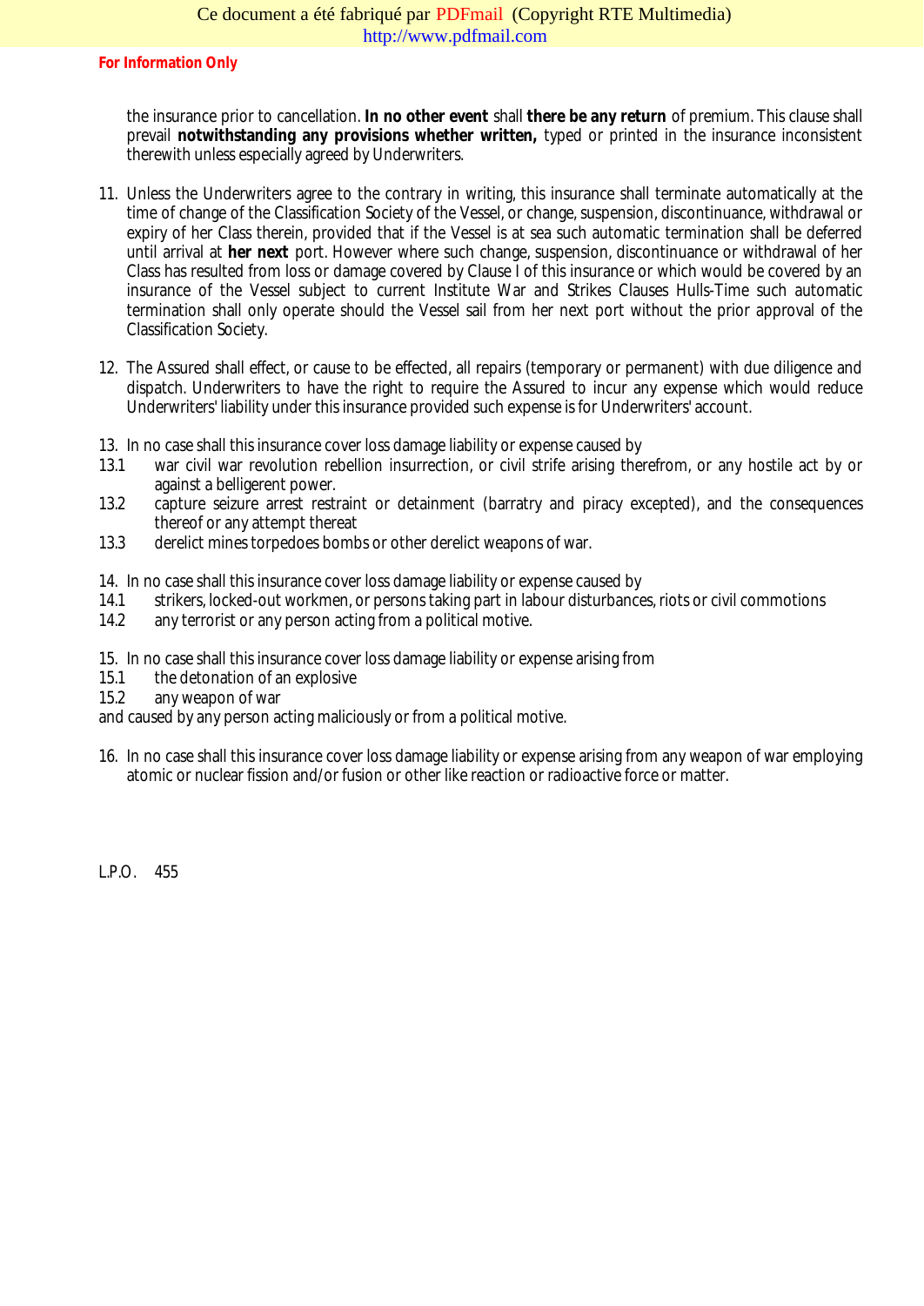the insurance prior to cancellation. **In no other event** shall **there be any return** of premium. This clause shall prevail **notwithstanding any provisions whether written,** typed or printed in the insurance inconsistent therewith unless especially agreed by Underwriters.

11. Unless the Underwriters agree to the contrary in writing, this insurance shall terminate automatically at the time of change of the Classification Society of the Vessel, or change, suspension, discontinuance, withdrawal or expiry of her Class therein, provided that if the Vessel is at sea such automatic termination shall be deferred until arrival at **her next** port. However where such change, suspension, discontinuance or withdrawal of her Class has resulted from loss or damage covered by Clause I of this insurance or which would be covered by an insurance of the Vessel subject to current Institute War and Strikes Clauses Hulls-Time such automatic termination shall only operate should the Vessel sail from her next port without the prior approval of the Classification Society.

12. The Assured shall effect, or cause to be effected, all repairs (temporary or permanent) with due diligence and dispatch. Underwriters to have the right to require the Assured to incur any expense which would reduce Underwriters' liability under this insurance provided such expense is for Underwriters' account.

13. In no case shall this insurance cover loss damage liability or expense caused by

13.1 war civil war revolution rebellion insurrection, or civil strife arising therefrom, or any hostile act by or against a belligerent power.

13.2 capture seizure arrest restraint or detainment (barratry and piracy excepted), and the consequences thereof or any attempt thereat

13.3 derelict mines torpedoes bombs or other derelict weapons of war.

14. In no case shall this insurance cover loss damage liability or expense caused by

14.1 strikers, locked-out workmen, or persons taking part in labour disturbances, riots or civil commotions

14.2 any terrorist or any person acting from a political motive.

15. In no case shall this insurance cover loss damage liability or expense arising from

15.1 the detonation of an explosive

15.2 any weapon of war

and caused by any person acting maliciously or from a political motive.

16. In no case shall this insurance cover loss damage liability or expense arising from any weapon of war employing atomic or nuclear fission and/or fusion or other like reaction or radioactive force or matter.

L.P.O. 455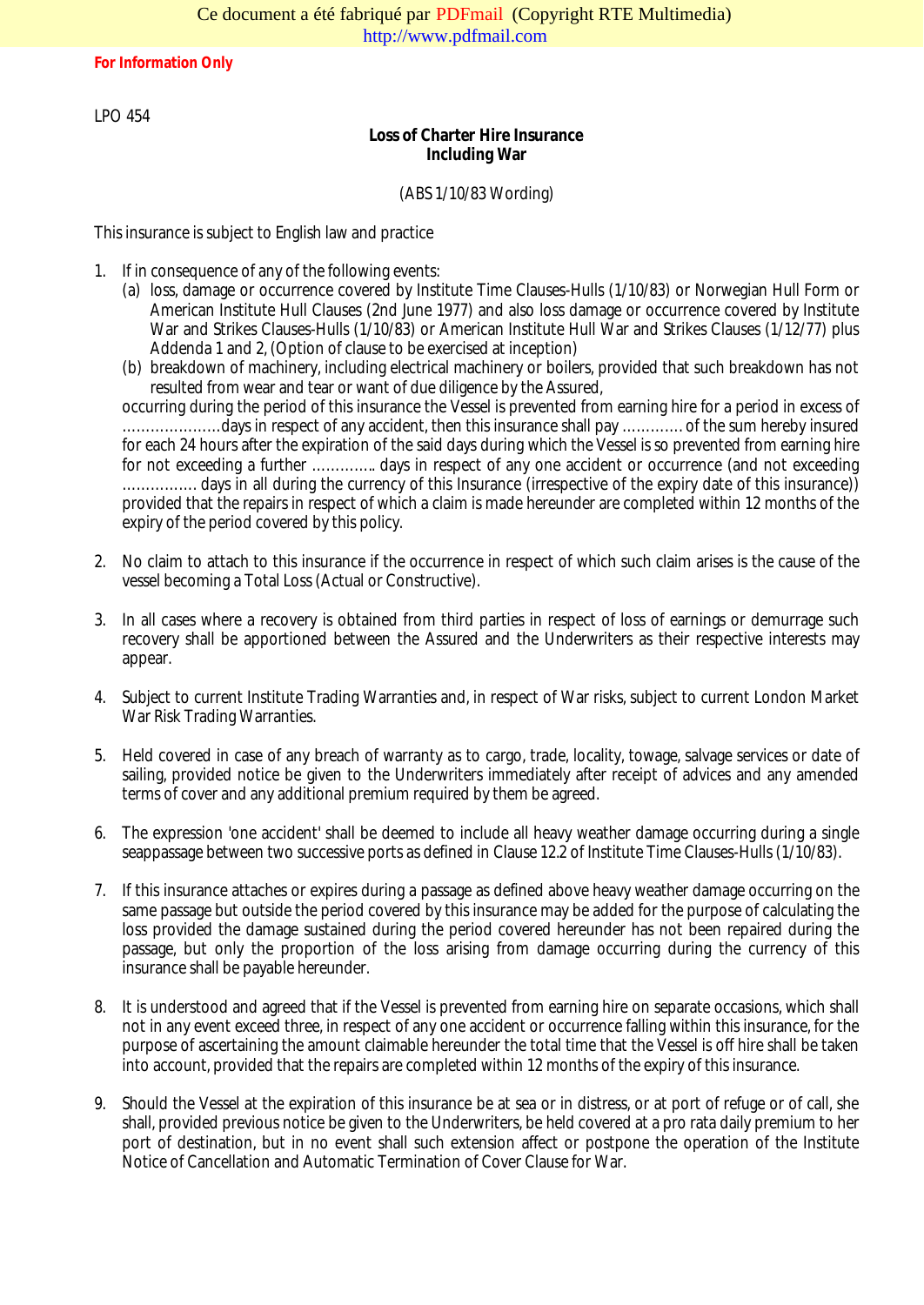For Information Only

LPO 454

**Loss of Charter Hire Insurance**
**Including War**

(ABS 1/10/83 Wording)

This insurance is subject to English law and practice

1. If in consequence of any of the following events:
   (a) loss, damage or occurrence covered by Institute Time Clauses-Hulls (1/10/83) or Norwegian Hull Form or American Institute Hull Clauses (2nd June 1977) and also loss damage or occurrence covered by Institute War and Strikes Clauses-Hulls (1/10/83) or American Institute Hull War and Strikes Clauses (1/12/77) plus Addenda 1 and 2, (Option of clause to be exercised at inception)
   (b) breakdown of machinery, including electrical machinery or boilers, provided that such breakdown has not resulted from wear and tear or want of due diligence by the Assured,

   occurring during the period of this insurance the Vessel is prevented from earning hire for a period in excess of …………………days in respect of any accident, then this insurance shall pay ………… of the sum hereby insured for each 24 hours after the expiration of the said days during which the Vessel is so prevented from earning hire for not exceeding a further …………. days in respect of any one accident or occurrence (and not exceeding ……………. days in all during the currency of this Insurance (irrespective of the expiry date of this insurance)) provided that the repairs in respect of which a claim is made hereunder are completed within 12 months of the expiry of the period covered by this policy.

2. No claim to attach to this insurance if the occurrence in respect of which such claim arises is the cause of the vessel becoming a Total Loss (Actual or Constructive).

3. In all cases where a recovery is obtained from third parties in respect of loss of earnings or demurrage such recovery shall be apportioned between the Assured and the Underwriters as their respective interests may appear.

4. Subject to current Institute Trading Warranties and, in respect of War risks, subject to current London Market War Risk Trading Warranties.

5. Held covered in case of any breach of warranty as to cargo, trade, locality, towage, salvage services or date of sailing, provided notice be given to the Underwriters immediately after receipt of advices and any amended terms of cover and any additional premium required by them be agreed.

6. The expression 'one accident' shall be deemed to include all heavy weather damage occurring during a single seappassage between two successive ports as defined in Clause 12.2 of Institute Time Clauses-Hulls (1/10/83).

7. If this insurance attaches or expires during a passage as defined above heavy weather damage occurring on the same passage but outside the period covered by this insurance may be added for the purpose of calculating the loss provided the damage sustained during the period covered hereunder has not been repaired during the passage, but only the proportion of the loss arising from damage occurring during the currency of this insurance shall be payable hereunder.

8. It is understood and agreed that if the Vessel is prevented from earning hire on separate occasions, which shall not in any event exceed three, in respect of any one accident or occurrence falling within this insurance, for the purpose of ascertaining the amount claimable hereunder the total time that the Vessel is off hire shall be taken into account, provided that the repairs are completed within 12 months of the expiry of this insurance.

9. Should the Vessel at the expiration of this insurance be at sea or in distress, or at port of refuge or of call, she shall, provided previous notice be given to the Underwriters, be held covered at a pro rata daily premium to her port of destination, but in no event shall such extension affect or postpone the operation of the Institute Notice of Cancellation and Automatic Termination of Cover Clause for War.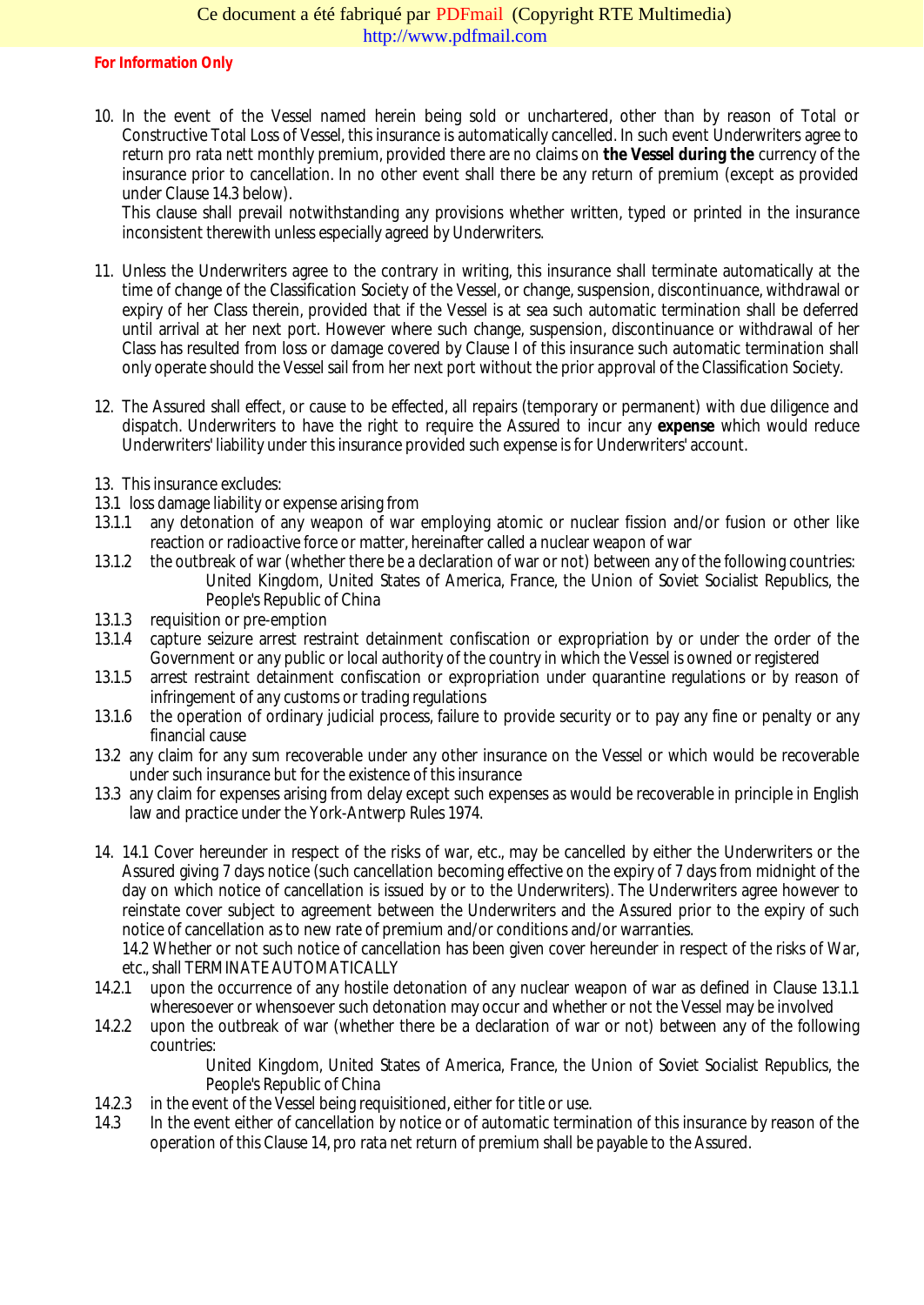**For Information Only**

10. In the event of the Vessel named herein being sold or unchartered, other than by reason of Total or Constructive Total Loss of Vessel, this insurance is automatically cancelled. In such event Underwriters agree to return pro rata nett monthly premium, provided there are no claims on **the Vessel during the** currency of the insurance prior to cancellation. In no other event shall there be any return of premium (except as provided under Clause 14.3 below).

    This clause shall prevail notwithstanding any provisions whether written, typed or printed in the insurance inconsistent therewith unless especially agreed by Underwriters.

11. Unless the Underwriters agree to the contrary in writing, this insurance shall terminate automatically at the time of change of the Classification Society of the Vessel, or change, suspension, discontinuance, withdrawal or expiry of her Class therein, provided that if the Vessel is at sea such automatic termination shall be deferred until arrival at her next port. However where such change, suspension, discontinuance or withdrawal of her Class has resulted from loss or damage covered by Clause I of this insurance such automatic termination shall only operate should the Vessel sail from her next port without the prior approval of the Classification Society.

12. The Assured shall effect, or cause to be effected, all repairs (temporary or permanent) with due diligence and dispatch. Underwriters to have the right to require the Assured to incur any **expense** which would reduce Underwriters' liability under this insurance provided such expense is for Underwriters' account.

13. This insurance excludes:

13.1 loss damage liability or expense arising from

13.1.1 any detonation of any weapon of war employing atomic or nuclear fission and/or fusion or other like reaction or radioactive force or matter, hereinafter called a nuclear weapon of war

13.1.2 the outbreak of war (whether there be a declaration of war or not) between any of the following countries:
United Kingdom, United States of America, France, the Union of Soviet Socialist Republics, the People's Republic of China

13.1.3 requisition or pre-emption

13.1.4 capture seizure arrest restraint detainment confiscation or expropriation by or under the order of the Government or any public or local authority of the country in which the Vessel is owned or registered

13.1.5 arrest restraint detainment confiscation or expropriation under quarantine regulations or by reason of infringement of any customs or trading regulations

13.1.6 the operation of ordinary judicial process, failure to provide security or to pay any fine or penalty or any financial cause

13.2 any claim for any sum recoverable under any other insurance on the Vessel or which would be recoverable under such insurance but for the existence of this insurance

13.3 any claim for expenses arising from delay except such expenses as would be recoverable in principle in English law and practice under the York-Antwerp Rules 1974.

14. 14.1 Cover hereunder in respect of the risks of war, etc., may be cancelled by either the Underwriters or the Assured giving 7 days notice (such cancellation becoming effective on the expiry of 7 days from midnight of the day on which notice of cancellation is issued by or to the Underwriters). The Underwriters agree however to reinstate cover subject to agreement between the Underwriters and the Assured prior to the expiry of such notice of cancellation as to new rate of premium and/or conditions and/or warranties.

    14.2 Whether or not such notice of cancellation has been given cover hereunder in respect of the risks of War, etc., shall TERMINATE AUTOMATICALLY

14.2.1 upon the occurrence of any hostile detonation of any nuclear weapon of war as defined in Clause 13.1.1 wheresoever or whensoever such detonation may occur and whether or not the Vessel may be involved

14.2.2 upon the outbreak of war (whether there be a declaration of war or not) between any of the following countries:
United Kingdom, United States of America, France, the Union of Soviet Socialist Republics, the People's Republic of China

14.2.3 in the event of the Vessel being requisitioned, either for title or use.

14.3 In the event either of cancellation by notice or of automatic termination of this insurance by reason of the operation of this Clause 14, pro rata net return of premium shall be payable to the Assured.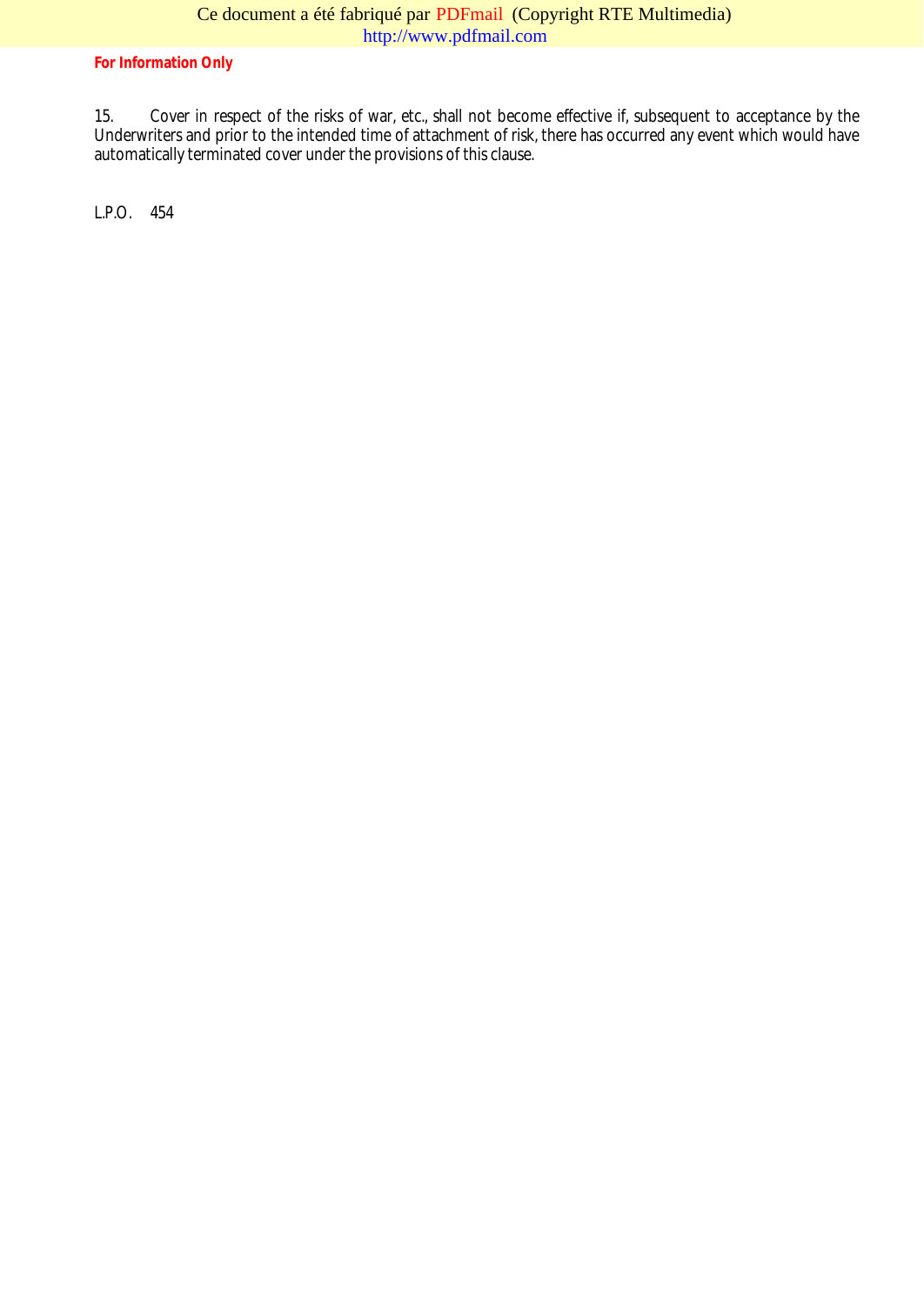**For Information Only**

15. Cover in respect of the risks of war, etc., shall not become effective if, subsequent to acceptance by the Underwriters and prior to the intended time of attachment of risk, there has occurred any event which would have automatically terminated cover under the provisions of this clause.

L.P.O. 454